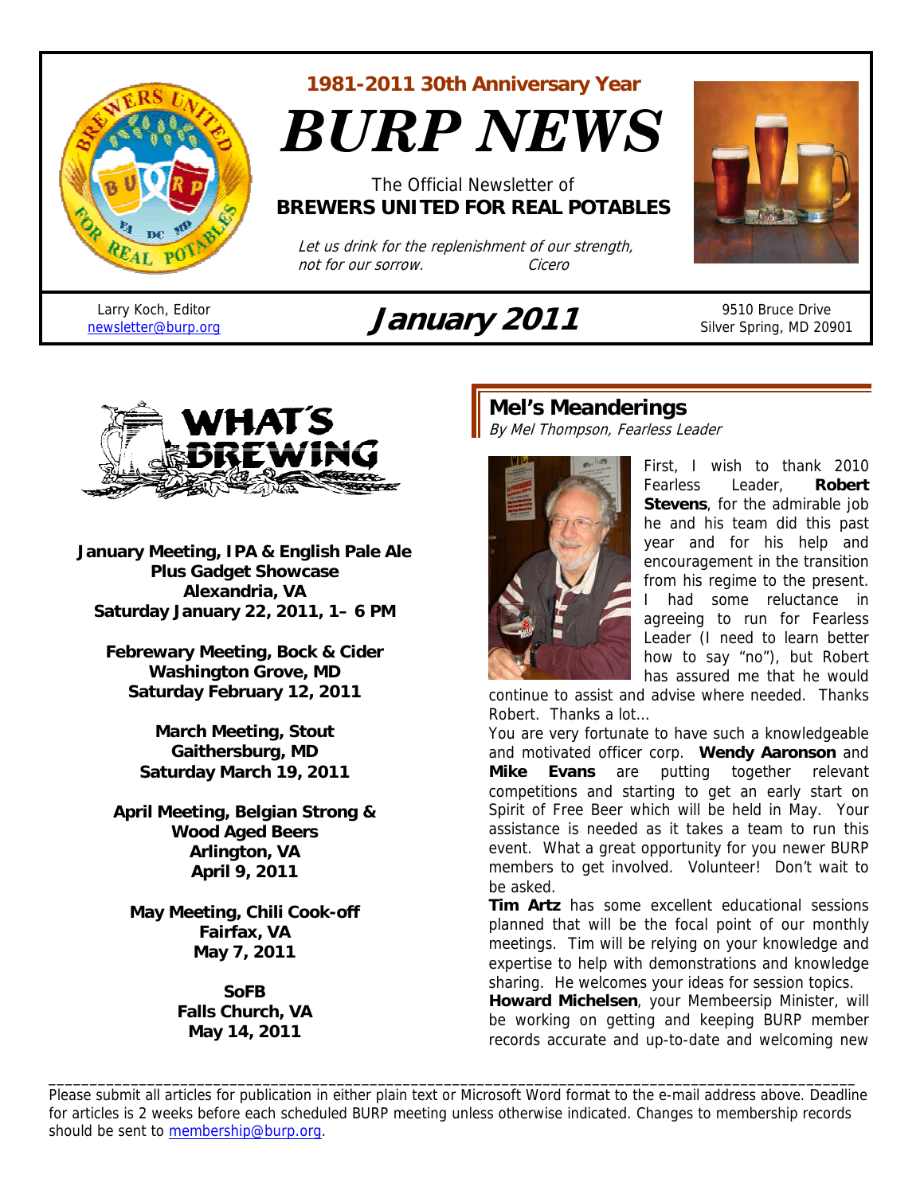1981-2011 30th Anniversary Year

# BURP NEWS

The Official Newsletter of
**BREWERS UNITED FOR REAL POTABLES**

*Let us drink for the replenishment of our strength, not for our sorrow.* — *Cicero*

Larry Koch, Editor
newsletter@burp.org

## January 2011

9510 Bruce Drive
Silver Spring, MD 20901

## WHAT'S BREWING

**January Meeting, IPA & English Pale Ale**
**Plus Gadget Showcase**
**Alexandria, VA**
**Saturday January 22, 2011, 1– 6 PM**

**Febrewary Meeting, Bock & Cider**
**Washington Grove, MD**
**Saturday February 12, 2011**

**March Meeting, Stout**
**Gaithersburg, MD**
**Saturday March 19, 2011**

**April Meeting, Belgian Strong & Wood Aged Beers**
**Arlington, VA**
**April 9, 2011**

**May Meeting, Chili Cook-off**
**Fairfax, VA**
**May 7, 2011**

**SoFB**
**Falls Church, VA**
**May 14, 2011**

## Mel's Meanderings

*By Mel Thompson, Fearless Leader*

First, I wish to thank 2010 Fearless Leader, **Robert Stevens**, for the admirable job he and his team did this past year and for his help and encouragement in the transition from his regime to the present. I had some reluctance in agreeing to run for Fearless Leader (I need to learn better how to say "no"), but Robert has assured me that he would continue to assist and advise where needed. Thanks Robert. Thanks a lot…

You are very fortunate to have such a knowledgeable and motivated officer corp. **Wendy Aaronson** and **Mike Evans** are putting together relevant competitions and starting to get an early start on Spirit of Free Beer which will be held in May. Your assistance is needed as it takes a team to run this event. What a great opportunity for you newer BURP members to get involved. Volunteer! Don't wait to be asked.

**Tim Artz** has some excellent educational sessions planned that will be the focal point of our monthly meetings. Tim will be relying on your knowledge and expertise to help with demonstrations and knowledge sharing. He welcomes your ideas for session topics.

**Howard Michelsen**, your Membeersip Minister, will be working on getting and keeping BURP member records accurate and up-to-date and welcoming new

---

Please submit all articles for publication in either plain text or Microsoft Word format to the e-mail address above. Deadline for articles is 2 weeks before each scheduled BURP meeting unless otherwise indicated. Changes to membership records should be sent to membership@burp.org.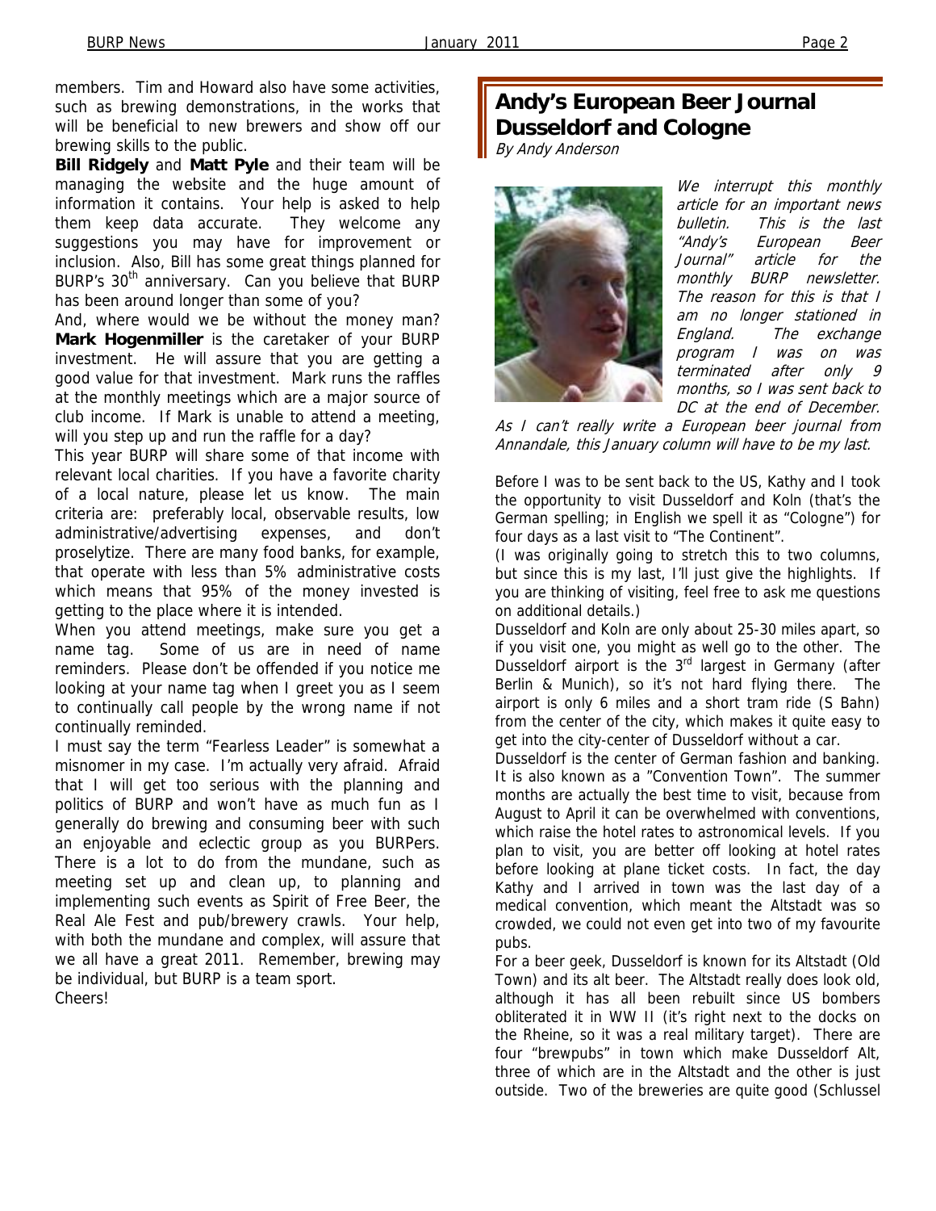members. Tim and Howard also have some activities, such as brewing demonstrations, in the works that will be beneficial to new brewers and show off our brewing skills to the public.

**Bill Ridgely** and **Matt Pyle** and their team will be managing the website and the huge amount of information it contains. Your help is asked to help them keep data accurate. They welcome any suggestions you may have for improvement or inclusion. Also, Bill has some great things planned for BURP's 30th anniversary. Can you believe that BURP has been around longer than some of you?

And, where would we be without the money man? **Mark Hogenmiller** is the caretaker of your BURP investment. He will assure that you are getting a good value for that investment. Mark runs the raffles at the monthly meetings which are a major source of club income. If Mark is unable to attend a meeting, will you step up and run the raffle for a day?

This year BURP will share some of that income with relevant local charities. If you have a favorite charity of a local nature, please let us know. The main criteria are: preferably local, observable results, low administrative/advertising expenses, and don't proselytize. There are many food banks, for example, that operate with less than 5% administrative costs which means that 95% of the money invested is getting to the place where it is intended.

When you attend meetings, make sure you get a name tag. Some of us are in need of name reminders. Please don't be offended if you notice me looking at your name tag when I greet you as I seem to continually call people by the wrong name if not continually reminded.

I must say the term "Fearless Leader" is somewhat a misnomer in my case. I'm actually very afraid. Afraid that I will get too serious with the planning and politics of BURP and won't have as much fun as I generally do brewing and consuming beer with such an enjoyable and eclectic group as you BURPers. There is a lot to do from the mundane, such as meeting set up and clean up, to planning and implementing such events as Spirit of Free Beer, the Real Ale Fest and pub/brewery crawls. Your help, with both the mundane and complex, will assure that we all have a great 2011. Remember, brewing may be individual, but BURP is a team sport.

Cheers!

## Andy's European Beer Journal Dusseldorf and Cologne

*By Andy Anderson*

*We interrupt this monthly article for an important news bulletin. This is the last "Andy's European Beer Journal" article for the monthly BURP newsletter. The reason for this is that I am no longer stationed in England. The exchange program I was on was terminated after only 9 months, so I was sent back to DC at the end of December. As I can't really write a European beer journal from Annandale, this January column will have to be my last.*

Before I was to be sent back to the US, Kathy and I took the opportunity to visit Dusseldorf and Koln (that's the German spelling; in English we spell it as "Cologne") for four days as a last visit to "The Continent".

(I was originally going to stretch this to two columns, but since this is my last, I'll just give the highlights. If you are thinking of visiting, feel free to ask me questions on additional details.)

Dusseldorf and Koln are only about 25-30 miles apart, so if you visit one, you might as well go to the other. The Dusseldorf airport is the 3rd largest in Germany (after Berlin & Munich), so it's not hard flying there. The airport is only 6 miles and a short tram ride (S Bahn) from the center of the city, which makes it quite easy to get into the city-center of Dusseldorf without a car.

Dusseldorf is the center of German fashion and banking. It is also known as a "Convention Town". The summer months are actually the best time to visit, because from August to April it can be overwhelmed with conventions, which raise the hotel rates to astronomical levels. If you plan to visit, you are better off looking at hotel rates before looking at plane ticket costs. In fact, the day Kathy and I arrived in town was the last day of a medical convention, which meant the Altstadt was so crowded, we could not even get into two of my favourite pubs.

For a beer geek, Dusseldorf is known for its Altstadt (Old Town) and its alt beer. The Altstadt really does look old, although it has all been rebuilt since US bombers obliterated it in WW II (it's right next to the docks on the Rheine, so it was a real military target). There are four "brewpubs" in town which make Dusseldorf Alt, three of which are in the Altstadt and the other is just outside. Two of the breweries are quite good (Schlussel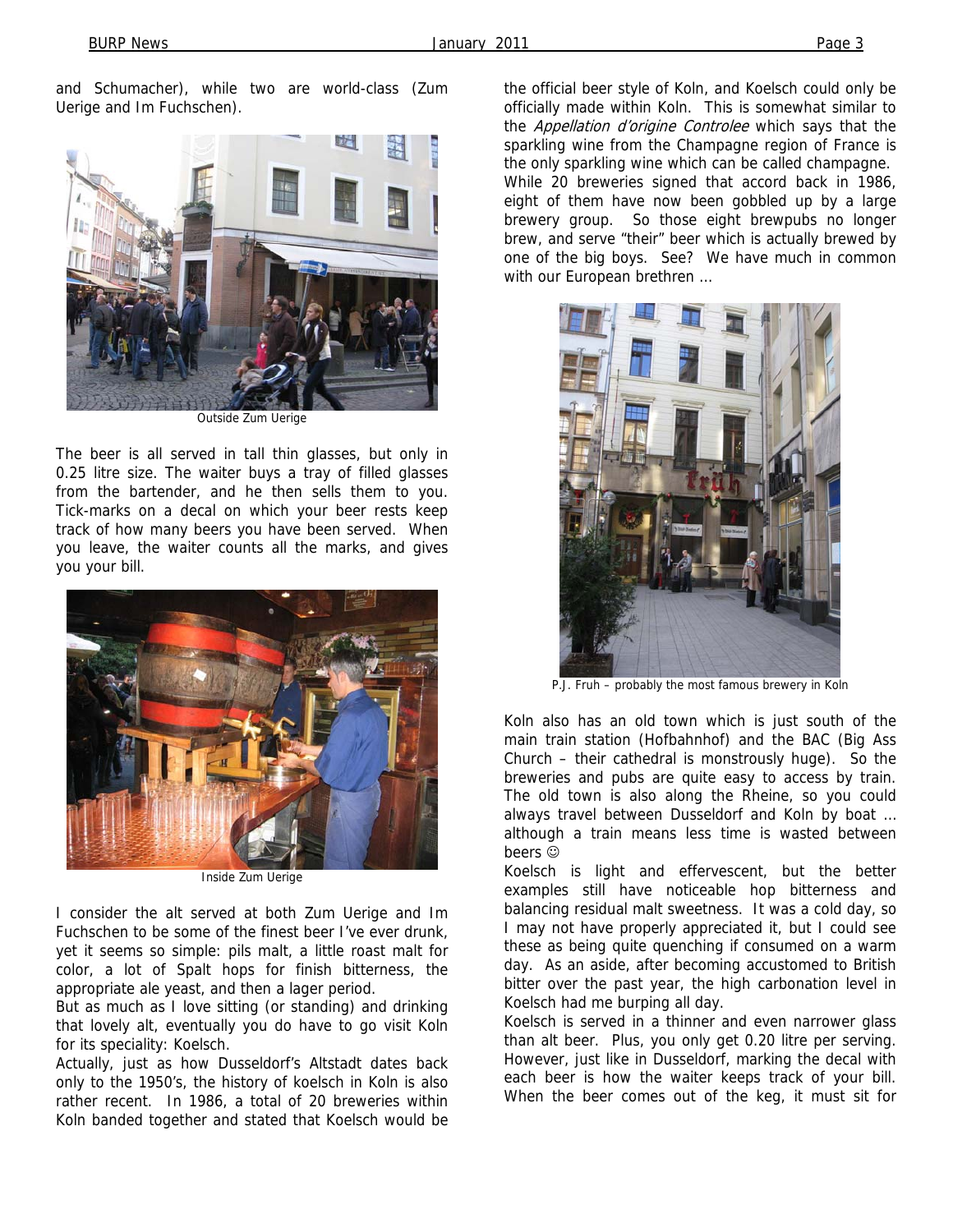and Schumacher), while two are world-class (Zum Uerige and Im Fuchschen).

Outside Zum Uerige

The beer is all served in tall thin glasses, but only in 0.25 litre size. The waiter buys a tray of filled glasses from the bartender, and he then sells them to you. Tick-marks on a decal on which your beer rests keep track of how many beers you have been served. When you leave, the waiter counts all the marks, and gives you your bill.

Inside Zum Uerige

I consider the alt served at both Zum Uerige and Im Fuchschen to be some of the finest beer I've ever drunk, yet it seems so simple: pils malt, a little roast malt for color, a lot of Spalt hops for finish bitterness, the appropriate ale yeast, and then a lager period.

But as much as I love sitting (or standing) and drinking that lovely alt, eventually you do have to go visit Koln for its speciality: Koelsch.

Actually, just as how Dusseldorf's Altstadt dates back only to the 1950's, the history of koelsch in Koln is also rather recent. In 1986, a total of 20 breweries within Koln banded together and stated that Koelsch would be the official beer style of Koln, and Koelsch could only be officially made within Koln. This is somewhat similar to the *Appellation d'origine Controlee* which says that the sparkling wine from the Champagne region of France is the only sparkling wine which can be called champagne. While 20 breweries signed that accord back in 1986, eight of them have now been gobbled up by a large brewery group. So those eight brewpubs no longer brew, and serve "their" beer which is actually brewed by one of the big boys. See? We have much in common with our European brethren …

P.J. Fruh – probably the most famous brewery in Koln

Koln also has an old town which is just south of the main train station (Hofbahnhof) and the BAC (Big Ass Church – their cathedral is monstrously huge). So the breweries and pubs are quite easy to access by train. The old town is also along the Rheine, so you could always travel between Dusseldorf and Koln by boat … although a train means less time is wasted between beers ☺

Koelsch is light and effervescent, but the better examples still have noticeable hop bitterness and balancing residual malt sweetness. It was a cold day, so I may not have properly appreciated it, but I could see these as being quite quenching if consumed on a warm day. As an aside, after becoming accustomed to British bitter over the past year, the high carbonation level in Koelsch had me burping all day.

Koelsch is served in a thinner and even narrower glass than alt beer. Plus, you only get 0.20 litre per serving. However, just like in Dusseldorf, marking the decal with each beer is how the waiter keeps track of your bill. When the beer comes out of the keg, it must sit for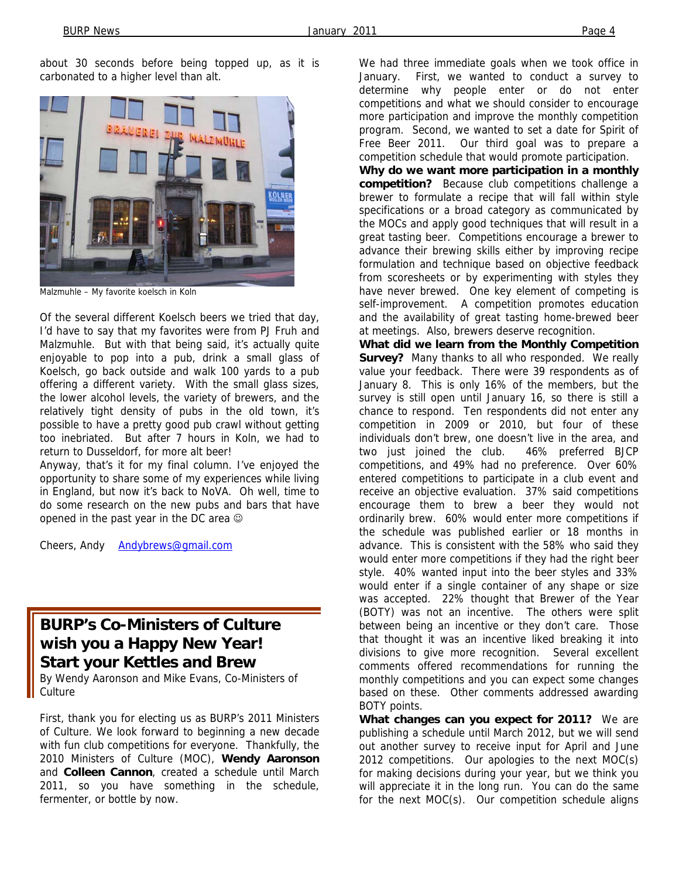about 30 seconds before being topped up, as it is carbonated to a higher level than alt.

Malzmuhle – My favorite koelsch in Koln

Of the several different Koelsch beers we tried that day, I'd have to say that my favorites were from PJ Fruh and Malzmuhle. But with that being said, it's actually quite enjoyable to pop into a pub, drink a small glass of Koelsch, go back outside and walk 100 yards to a pub offering a different variety. With the small glass sizes, the lower alcohol levels, the variety of brewers, and the relatively tight density of pubs in the old town, it's possible to have a pretty good pub crawl without getting too inebriated. But after 7 hours in Koln, we had to return to Dusseldorf, for more alt beer!

Anyway, that's it for my final column. I've enjoyed the opportunity to share some of my experiences while living in England, but now it's back to NoVA. Oh well, time to do some research on the new pubs and bars that have opened in the past year in the DC area ☺

Cheers, Andy Andybrews@gmail.com

## BURP's Co-Ministers of Culture wish you a Happy New Year! Start your Kettles and Brew

By Wendy Aaronson and Mike Evans, Co-Ministers of Culture

First, thank you for electing us as BURP's 2011 Ministers of Culture. We look forward to beginning a new decade with fun club competitions for everyone. Thankfully, the 2010 Ministers of Culture (MOC), **Wendy Aaronson** and **Colleen Cannon**, created a schedule until March 2011, so you have something in the schedule, fermenter, or bottle by now.

We had three immediate goals when we took office in January. First, we wanted to conduct a survey to determine why people enter or do not enter competitions and what we should consider to encourage more participation and improve the monthly competition program. Second, we wanted to set a date for Spirit of Free Beer 2011. Our third goal was to prepare a competition schedule that would promote participation.

**Why do we want more participation in a monthly competition?** Because club competitions challenge a brewer to formulate a recipe that will fall within style specifications or a broad category as communicated by the MOCs and apply good techniques that will result in a great tasting beer. Competitions encourage a brewer to advance their brewing skills either by improving recipe formulation and technique based on objective feedback from scoresheets or by experimenting with styles they have never brewed. One key element of competing is self-improvement. A competition promotes education and the availability of great tasting home-brewed beer at meetings. Also, brewers deserve recognition.

**What did we learn from the Monthly Competition Survey?** Many thanks to all who responded. We really value your feedback. There were 39 respondents as of January 8. This is only 16% of the members, but the survey is still open until January 16, so there is still a chance to respond. Ten respondents did not enter any competition in 2009 or 2010, but four of these individuals don't brew, one doesn't live in the area, and two just joined the club. 46% preferred BJCP competitions, and 49% had no preference. Over 60% entered competitions to participate in a club event and receive an objective evaluation. 37% said competitions encourage them to brew a beer they would not ordinarily brew. 60% would enter more competitions if the schedule was published earlier or 18 months in advance. This is consistent with the 58% who said they would enter more competitions if they had the right beer style. 40% wanted input into the beer styles and 33% would enter if a single container of any shape or size was accepted. 22% thought that Brewer of the Year (BOTY) was not an incentive. The others were split between being an incentive or they don't care. Those that thought it was an incentive liked breaking it into divisions to give more recognition. Several excellent comments offered recommendations for running the monthly competitions and you can expect some changes based on these. Other comments addressed awarding BOTY points.

**What changes can you expect for 2011?** We are publishing a schedule until March 2012, but we will send out another survey to receive input for April and June 2012 competitions. Our apologies to the next MOC(s) for making decisions during your year, but we think you will appreciate it in the long run. You can do the same for the next MOC(s). Our competition schedule aligns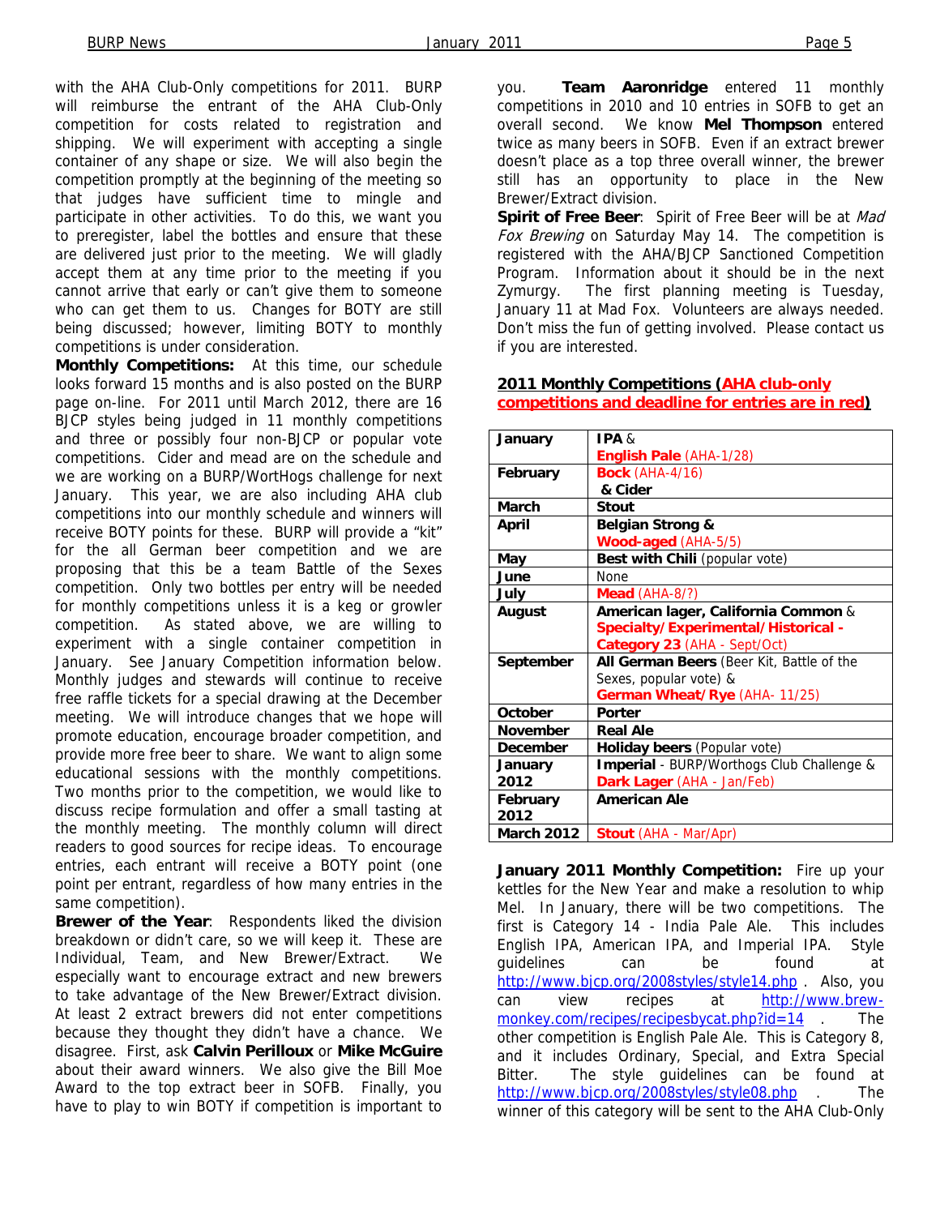with the AHA Club-Only competitions for 2011. BURP will reimburse the entrant of the AHA Club-Only competition for costs related to registration and shipping. We will experiment with accepting a single container of any shape or size. We will also begin the competition promptly at the beginning of the meeting so that judges have sufficient time to mingle and participate in other activities. To do this, we want you to preregister, label the bottles and ensure that these are delivered just prior to the meeting. We will gladly accept them at any time prior to the meeting if you cannot arrive that early or can't give them to someone who can get them to us. Changes for BOTY are still being discussed; however, limiting BOTY to monthly competitions is under consideration.

**Monthly Competitions:** At this time, our schedule looks forward 15 months and is also posted on the BURP page on-line. For 2011 until March 2012, there are 16 BJCP styles being judged in 11 monthly competitions and three or possibly four non-BJCP or popular vote competitions. Cider and mead are on the schedule and we are working on a BURP/WortHogs challenge for next January. This year, we are also including AHA club competitions into our monthly schedule and winners will receive BOTY points for these. BURP will provide a "kit" for the all German beer competition and we are proposing that this be a team Battle of the Sexes competition. Only two bottles per entry will be needed for monthly competitions unless it is a keg or growler competition. As stated above, we are willing to experiment with a single container competition in January. See January Competition information below. Monthly judges and stewards will continue to receive free raffle tickets for a special drawing at the December meeting. We will introduce changes that we hope will promote education, encourage broader competition, and provide more free beer to taste. We want to align some educational sessions with the monthly competitions. Two months prior to the competition, we would like to discuss recipe formulation and offer a small tasting at the monthly meeting. The monthly column will direct readers to good sources for recipe ideas. To encourage entries, each entrant will receive a BOTY point (one point per entrant, regardless of how many entries in the same competition).

**Brewer of the Year**: Respondents liked the division breakdown or didn't care, so we will keep it. These are Individual, Team, and New Brewer/Extract. We especially want to encourage extract and new brewers to take advantage of the New Brewer/Extract division. At least 2 extract brewers did not enter competitions because they thought they didn't have a chance. We disagree. First, ask **Calvin Perilloux** or **Mike McGuire** about their award winners. We also give the Bill Moe Award to the top extract beer in SOFB. Finally, you have to play to win BOTY if competition is important to you. **Team Aaronridge** entered 11 monthly competitions in 2010 and 10 entries in SOFB to get an overall second. We know **Mel Thompson** entered twice as many beers in SOFB. Even if an extract brewer doesn't place as a top three overall winner, the brewer still has an opportunity to place in the New Brewer/Extract division.

**Spirit of Free Beer**: Spirit of Free Beer will be at *Mad Fox Brewing* on Saturday May 14. The competition is registered with the AHA/BJCP Sanctioned Competition Program. Information about it should be in the next Zymurgy. The first planning meeting is Tuesday, January 11 at Mad Fox. Volunteers are always needed. Don't miss the fun of getting involved. Please contact us if you are interested.

**2011 Monthly Competitions (AHA club-only competitions and deadline for entries are in red)**

| Month | Competition |
|---|---|
| **January** | **IPA** & **English Pale** (AHA-1/28) |
| **February** | **Bock** (AHA-4/16) & **Cider** |
| **March** | **Stout** |
| **April** | **Belgian Strong** & **Wood-aged** (AHA-5/5) |
| **May** | **Best with Chili** (popular vote) |
| **June** | None |
| **July** | **Mead** (AHA-8/?) |
| **August** | **American lager, California Common** & **Specialty/Experimental/Historical - Category 23** (AHA - Sept/Oct) |
| **September** | **All German Beers** (Beer Kit, Battle of the Sexes, popular vote) & **German Wheat/Rye** (AHA- 11/25) |
| **October** | **Porter** |
| **November** | **Real Ale** |
| **December** | **Holiday beers** (Popular vote) |
| **January 2012** | **Imperial** - BURP/Worthogs Club Challenge & **Dark Lager** (AHA - Jan/Feb) |
| **February 2012** | **American Ale** |
| **March 2012** | **Stout** (AHA - Mar/Apr) |

**January 2011 Monthly Competition:** Fire up your kettles for the New Year and make a resolution to whip Mel. In January, there will be two competitions. The first is Category 14 - India Pale Ale. This includes English IPA, American IPA, and Imperial IPA. Style guidelines can be found at http://www.bjcp.org/2008styles/style14.php . Also, you can view recipes at http://www.brew-monkey.com/recipes/recipesbycat.php?id=14 . The other competition is English Pale Ale. This is Category 8, and it includes Ordinary, Special, and Extra Special Bitter. The style guidelines can be found at http://www.bjcp.org/2008styles/style08.php . The winner of this category will be sent to the AHA Club-Only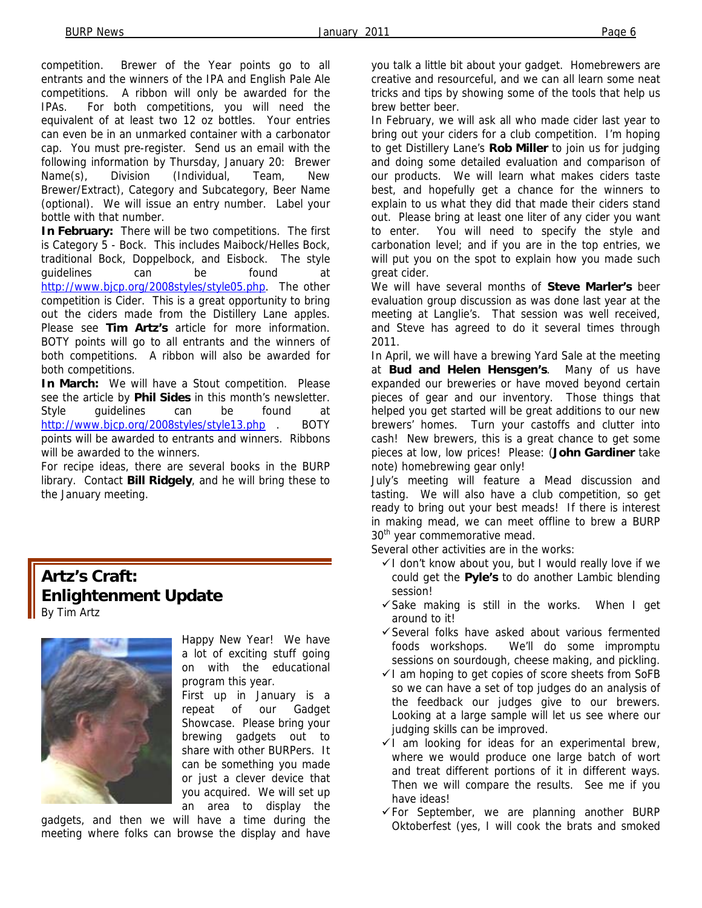competition. Brewer of the Year points go to all entrants and the winners of the IPA and English Pale Ale competitions. A ribbon will only be awarded for the IPAs. For both competitions, you will need the equivalent of at least two 12 oz bottles. Your entries can even be in an unmarked container with a carbonator cap. You must pre-register. Send us an email with the following information by Thursday, January 20: Brewer Name(s), Division (Individual, Team, New Brewer/Extract), Category and Subcategory, Beer Name (optional). We will issue an entry number. Label your bottle with that number.

**In February:** There will be two competitions. The first is Category 5 - Bock. This includes Maibock/Helles Bock, traditional Bock, Doppelbock, and Eisbock. The style guidelines can be found at http://www.bjcp.org/2008styles/style05.php. The other competition is Cider. This is a great opportunity to bring out the ciders made from the Distillery Lane apples. Please see **Tim Artz's** article for more information. BOTY points will go to all entrants and the winners of both competitions. A ribbon will also be awarded for both competitions.

**In March:** We will have a Stout competition. Please see the article by **Phil Sides** in this month's newsletter. Style guidelines can be found at http://www.bjcp.org/2008styles/style13.php . BOTY points will be awarded to entrants and winners. Ribbons will be awarded to the winners.

For recipe ideas, there are several books in the BURP library. Contact **Bill Ridgely**, and he will bring these to the January meeting.

## Artz's Craft: Enlightenment Update

By Tim Artz

Happy New Year! We have a lot of exciting stuff going on with the educational program this year.

First up in January is a repeat of our Gadget Showcase. Please bring your brewing gadgets out to share with other BURPers. It can be something you made or just a clever device that you acquired. We will set up an area to display the gadgets, and then we will have a time during the meeting where folks can browse the display and have you talk a little bit about your gadget. Homebrewers are creative and resourceful, and we can all learn some neat tricks and tips by showing some of the tools that help us brew better beer.

In February, we will ask all who made cider last year to bring out your ciders for a club competition. I'm hoping to get Distillery Lane's **Rob Miller** to join us for judging and doing some detailed evaluation and comparison of our products. We will learn what makes ciders taste best, and hopefully get a chance for the winners to explain to us what they did that made their ciders stand out. Please bring at least one liter of any cider you want to enter. You will need to specify the style and carbonation level; and if you are in the top entries, we will put you on the spot to explain how you made such great cider.

We will have several months of **Steve Marler's** beer evaluation group discussion as was done last year at the meeting at Langlie's. That session was well received, and Steve has agreed to do it several times through 2011.

In April, we will have a brewing Yard Sale at the meeting at **Bud and Helen Hensgen's**. Many of us have expanded our breweries or have moved beyond certain pieces of gear and our inventory. Those things that helped you get started will be great additions to our new brewers' homes. Turn your castoffs and clutter into cash! New brewers, this is a great chance to get some pieces at low, low prices! Please: (**John Gardiner** take note) homebrewing gear only!

July's meeting will feature a Mead discussion and tasting. We will also have a club competition, so get ready to bring out your best meads! If there is interest in making mead, we can meet offline to brew a BURP 30th year commemorative mead.

Several other activities are in the works:

- ✓ I don't know about you, but I would really love if we could get the **Pyle's** to do another Lambic blending session!
- ✓ Sake making is still in the works. When I get around to it!
- ✓ Several folks have asked about various fermented foods workshops. We'll do some impromptu sessions on sourdough, cheese making, and pickling.
- ✓ I am hoping to get copies of score sheets from SoFB so we can have a set of top judges do an analysis of the feedback our judges give to our brewers. Looking at a large sample will let us see where our judging skills can be improved.
- ✓ I am looking for ideas for an experimental brew, where we would produce one large batch of wort and treat different portions of it in different ways. Then we will compare the results. See me if you have ideas!
- ✓ For September, we are planning another BURP Oktoberfest (yes, I will cook the brats and smoked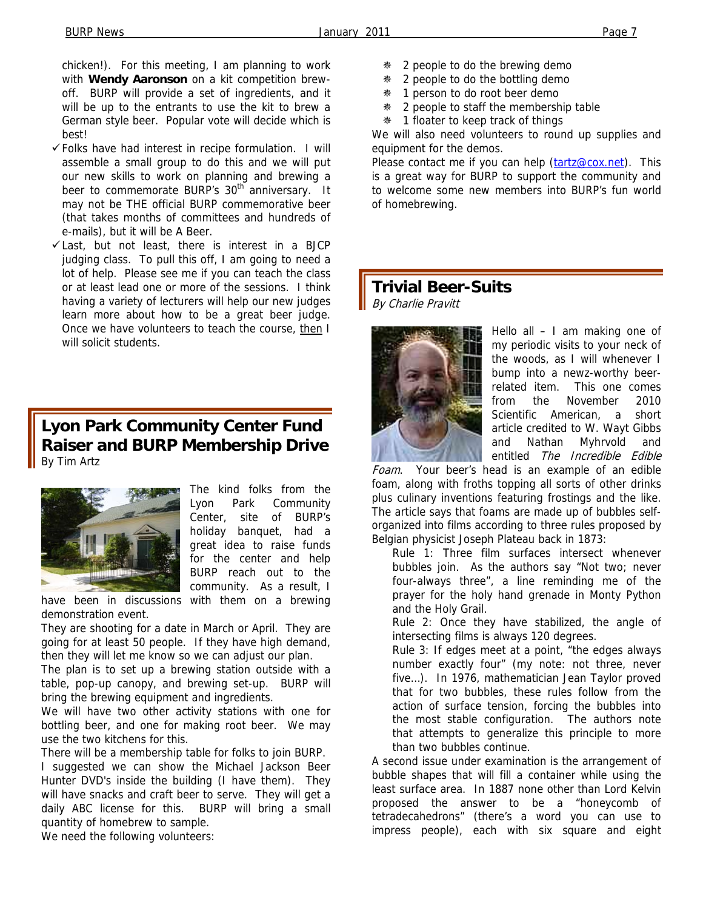chicken!). For this meeting, I am planning to work with **Wendy Aaronson** on a kit competition brew-off. BURP will provide a set of ingredients, and it will be up to the entrants to use the kit to brew a German style beer. Popular vote will decide which is best!

- Folks have had interest in recipe formulation. I will assemble a small group to do this and we will put our new skills to work on planning and brewing a beer to commemorate BURP's 30th anniversary. It may not be THE official BURP commemorative beer (that takes months of committees and hundreds of e-mails), but it will be A Beer.
- Last, but not least, there is interest in a BJCP judging class. To pull this off, I am going to need a lot of help. Please see me if you can teach the class or at least lead one or more of the sessions. I think having a variety of lecturers will help our new judges learn more about how to be a great beer judge. Once we have volunteers to teach the course, then I will solicit students.

## Lyon Park Community Center Fund Raiser and BURP Membership Drive

By Tim Artz

The kind folks from the Lyon Park Community Center, site of BURP's holiday banquet, had a great idea to raise funds for the center and help BURP reach out to the community. As a result, I have been in discussions with them on a brewing demonstration event.

They are shooting for a date in March or April. They are going for at least 50 people. If they have high demand, then they will let me know so we can adjust our plan.

The plan is to set up a brewing station outside with a table, pop-up canopy, and brewing set-up. BURP will bring the brewing equipment and ingredients.

We will have two other activity stations with one for bottling beer, and one for making root beer. We may use the two kitchens for this.

There will be a membership table for folks to join BURP.

I suggested we can show the Michael Jackson Beer Hunter DVD's inside the building (I have them). They will have snacks and craft beer to serve. They will get a daily ABC license for this. BURP will bring a small quantity of homebrew to sample.

We need the following volunteers:

- 2 people to do the brewing demo
- 2 people to do the bottling demo
- 1 person to do root beer demo
- 2 people to staff the membership table
- 1 floater to keep track of things

We will also need volunteers to round up supplies and equipment for the demos.

Please contact me if you can help (tartz@cox.net). This is a great way for BURP to support the community and to welcome some new members into BURP's fun world of homebrewing.

## Trivial Beer-Suits

*By Charlie Pravitt*

Hello all – I am making one of my periodic visits to your neck of the woods, as I will whenever I bump into a newz-worthy beer-related item. This one comes from the November 2010 Scientific American, a short article credited to W. Wayt Gibbs and Nathan Myhrvold and entitled *The Incredible Edible Foam*. Your beer's head is an example of an edible foam, along with froths topping all sorts of other drinks plus culinary inventions featuring frostings and the like. The article says that foams are made up of bubbles self-organized into films according to three rules proposed by Belgian physicist Joseph Plateau back in 1873:

Rule 1: Three film surfaces intersect whenever bubbles join. As the authors say "Not two; never four-always three", a line reminding me of the prayer for the holy hand grenade in Monty Python and the Holy Grail.

Rule 2: Once they have stabilized, the angle of intersecting films is always 120 degrees.

Rule 3: If edges meet at a point, "the edges always number exactly four" (my note: not three, never five…). In 1976, mathematician Jean Taylor proved that for two bubbles, these rules follow from the action of surface tension, forcing the bubbles into the most stable configuration. The authors note that attempts to generalize this principle to more than two bubbles continue.

A second issue under examination is the arrangement of bubble shapes that will fill a container while using the least surface area. In 1887 none other than Lord Kelvin proposed the answer to be a "honeycomb of tetradecahedrons" (there's a word you can use to impress people), each with six square and eight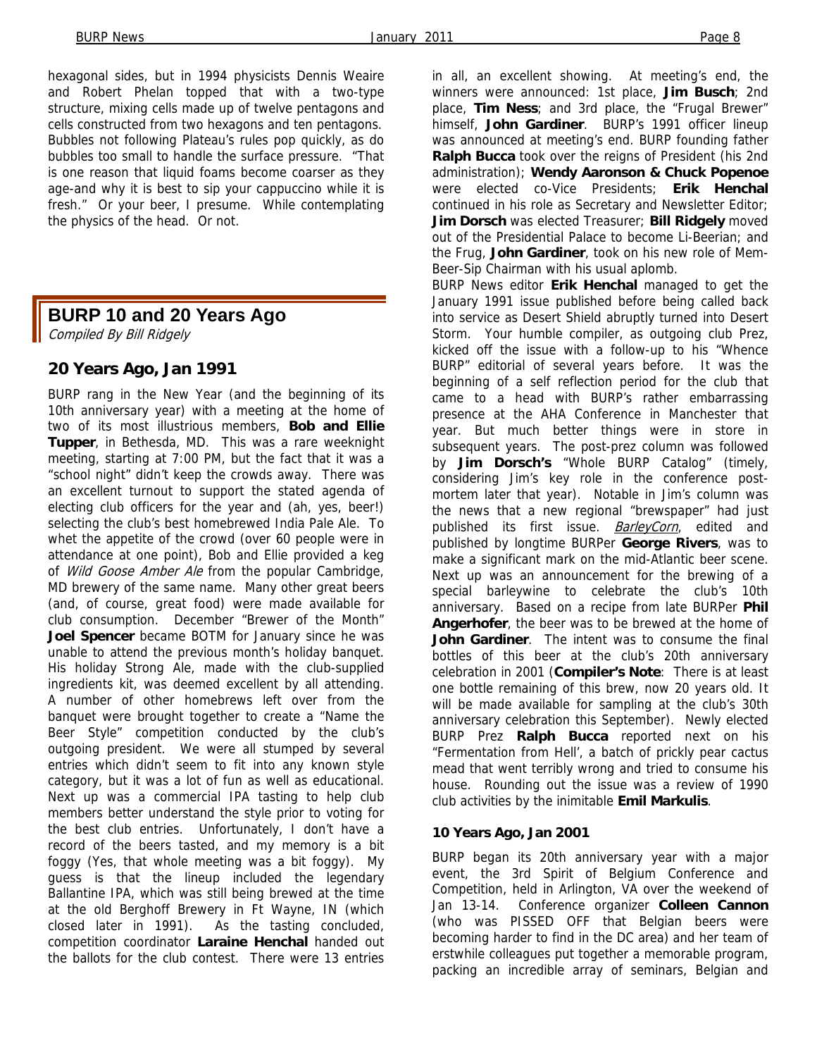hexagonal sides, but in 1994 physicists Dennis Weaire and Robert Phelan topped that with a two-type structure, mixing cells made up of twelve pentagons and cells constructed from two hexagons and ten pentagons. Bubbles not following Plateau's rules pop quickly, as do bubbles too small to handle the surface pressure. "That is one reason that liquid foams become coarser as they age-and why it is best to sip your cappuccino while it is fresh." Or your beer, I presume. While contemplating the physics of the head. Or not.

## BURP 10 and 20 Years Ago

*Compiled By Bill Ridgely*

### 20 Years Ago, Jan 1991

BURP rang in the New Year (and the beginning of its 10th anniversary year) with a meeting at the home of two of its most illustrious members, **Bob and Ellie Tupper**, in Bethesda, MD. This was a rare weeknight meeting, starting at 7:00 PM, but the fact that it was a "school night" didn't keep the crowds away. There was an excellent turnout to support the stated agenda of electing club officers for the year and (ah, yes, beer!) selecting the club's best homebrewed India Pale Ale. To whet the appetite of the crowd (over 60 people were in attendance at one point), Bob and Ellie provided a keg of *Wild Goose Amber Ale* from the popular Cambridge, MD brewery of the same name. Many other great beers (and, of course, great food) were made available for club consumption. December "Brewer of the Month" **Joel Spencer** became BOTM for January since he was unable to attend the previous month's holiday banquet. His holiday Strong Ale, made with the club-supplied ingredients kit, was deemed excellent by all attending. A number of other homebrews left over from the banquet were brought together to create a "Name the Beer Style" competition conducted by the club's outgoing president. We were all stumped by several entries which didn't seem to fit into any known style category, but it was a lot of fun as well as educational. Next up was a commercial IPA tasting to help club members better understand the style prior to voting for the best club entries. Unfortunately, I don't have a record of the beers tasted, and my memory is a bit foggy (Yes, that whole meeting was a bit foggy). My guess is that the lineup included the legendary Ballantine IPA, which was still being brewed at the time at the old Berghoff Brewery in Ft Wayne, IN (which closed later in 1991). As the tasting concluded, competition coordinator **Laraine Henchal** handed out the ballots for the club contest. There were 13 entries in all, an excellent showing. At meeting's end, the winners were announced: 1st place, **Jim Busch**; 2nd place, **Tim Ness**; and 3rd place, the "Frugal Brewer" himself, **John Gardiner**. BURP's 1991 officer lineup was announced at meeting's end. BURP founding father **Ralph Bucca** took over the reigns of President (his 2nd administration); **Wendy Aaronson & Chuck Popenoe** were elected co-Vice Presidents; **Erik Henchal** continued in his role as Secretary and Newsletter Editor; **Jim Dorsch** was elected Treasurer; **Bill Ridgely** moved out of the Presidential Palace to become Li-Beerian; and the Frug, **John Gardiner**, took on his new role of Mem-Beer-Sip Chairman with his usual aplomb.

BURP News editor **Erik Henchal** managed to get the January 1991 issue published before being called back into service as Desert Shield abruptly turned into Desert Storm. Your humble compiler, as outgoing club Prez, kicked off the issue with a follow-up to his "Whence BURP" editorial of several years before. It was the beginning of a self reflection period for the club that came to a head with BURP's rather embarrassing presence at the AHA Conference in Manchester that year. But much better things were in store in subsequent years. The post-prez column was followed by **Jim Dorsch's** "Whole BURP Catalog" (timely, considering Jim's key role in the conference post-mortem later that year). Notable in Jim's column was the news that a new regional "brewspaper" had just published its first issue. *BarleyCorn*, edited and published by longtime BURPer **George Rivers**, was to make a significant mark on the mid-Atlantic beer scene. Next up was an announcement for the brewing of a special barleywine to celebrate the club's 10th anniversary. Based on a recipe from late BURPer **Phil Angerhofer**, the beer was to be brewed at the home of **John Gardiner**. The intent was to consume the final bottles of this beer at the club's 20th anniversary celebration in 2001 (**Compiler's Note**: There is at least one bottle remaining of this brew, now 20 years old. It will be made available for sampling at the club's 30th anniversary celebration this September). Newly elected BURP Prez **Ralph Bucca** reported next on his "Fermentation from Hell', a batch of prickly pear cactus mead that went terribly wrong and tried to consume his house. Rounding out the issue was a review of 1990 club activities by the inimitable **Emil Markulis**.

#### 10 Years Ago, Jan 2001

BURP began its 20th anniversary year with a major event, the 3rd Spirit of Belgium Conference and Competition, held in Arlington, VA over the weekend of Jan 13-14. Conference organizer **Colleen Cannon** (who was PISSED OFF that Belgian beers were becoming harder to find in the DC area) and her team of erstwhile colleagues put together a memorable program, packing an incredible array of seminars, Belgian and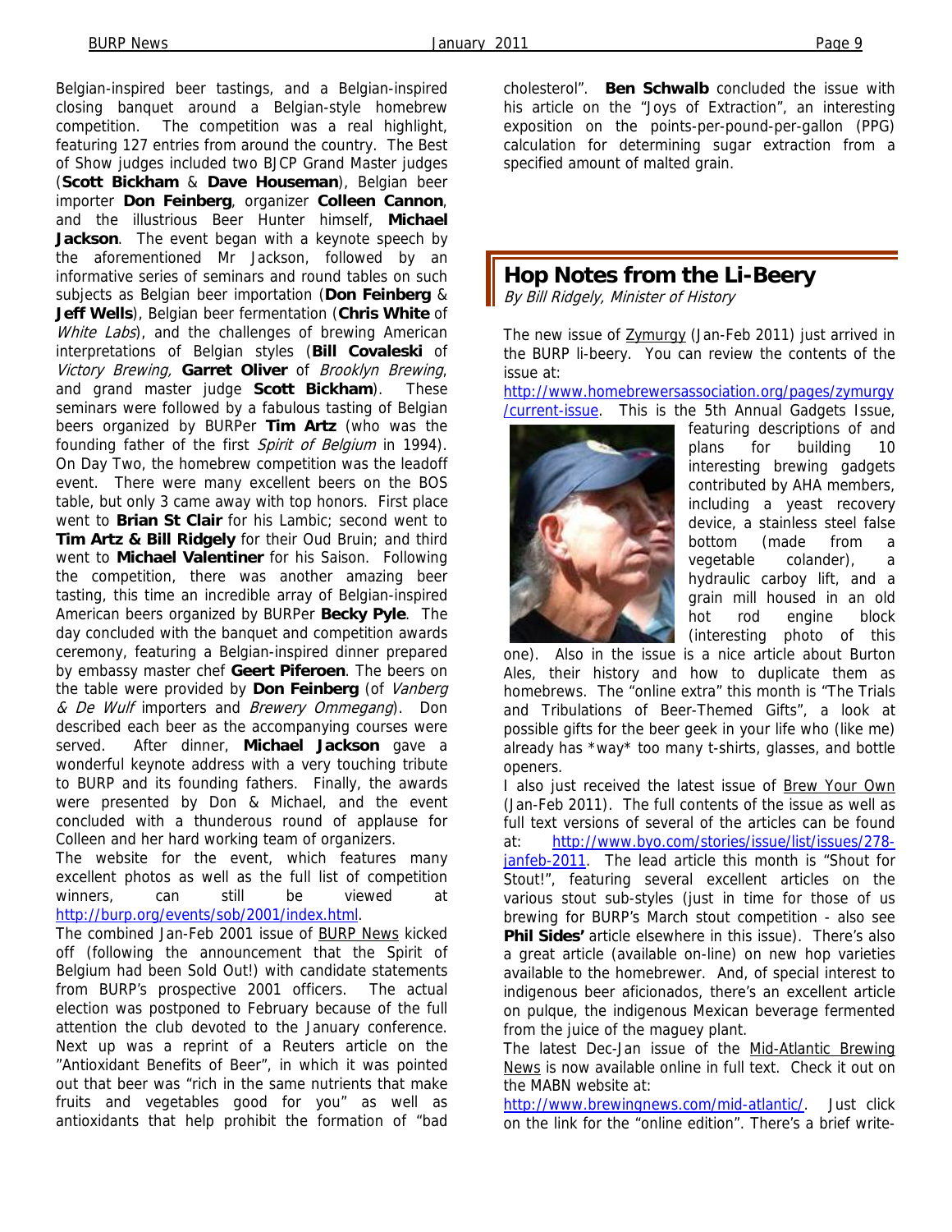Belgian-inspired beer tastings, and a Belgian-inspired closing banquet around a Belgian-style homebrew competition. The competition was a real highlight, featuring 127 entries from around the country. The Best of Show judges included two BJCP Grand Master judges (**Scott Bickham** & **Dave Houseman**), Belgian beer importer **Don Feinberg**, organizer **Colleen Cannon**, and the illustrious Beer Hunter himself, **Michael Jackson**. The event began with a keynote speech by the aforementioned Mr Jackson, followed by an informative series of seminars and round tables on such subjects as Belgian beer importation (**Don Feinberg** & **Jeff Wells**), Belgian beer fermentation (**Chris White** of *White Labs*), and the challenges of brewing American interpretations of Belgian styles (**Bill Covaleski** of *Victory Brewing,* **Garret Oliver** of *Brooklyn Brewing*, and grand master judge **Scott Bickham**). These seminars were followed by a fabulous tasting of Belgian beers organized by BURPer **Tim Artz** (who was the founding father of the first *Spirit of Belgium* in 1994). On Day Two, the homebrew competition was the leadoff event. There were many excellent beers on the BOS table, but only 3 came away with top honors. First place went to **Brian St Clair** for his Lambic; second went to **Tim Artz & Bill Ridgely** for their Oud Bruin; and third went to **Michael Valentiner** for his Saison. Following the competition, there was another amazing beer tasting, this time an incredible array of Belgian-inspired American beers organized by BURPer **Becky Pyle**. The day concluded with the banquet and competition awards ceremony, featuring a Belgian-inspired dinner prepared by embassy master chef **Geert Piferoen**. The beers on the table were provided by **Don Feinberg** (of *Vanberg & De Wulf* importers and *Brewery Ommegang*). Don described each beer as the accompanying courses were served. After dinner, **Michael Jackson** gave a wonderful keynote address with a very touching tribute to BURP and its founding fathers. Finally, the awards were presented by Don & Michael, and the event concluded with a thunderous round of applause for Colleen and her hard working team of organizers.

The website for the event, which features many excellent photos as well as the full list of competition winners, can still be viewed at http://burp.org/events/sob/2001/index.html.

The combined Jan-Feb 2001 issue of BURP News kicked off (following the announcement that the Spirit of Belgium had been Sold Out!) with candidate statements from BURP's prospective 2001 officers. The actual election was postponed to February because of the full attention the club devoted to the January conference. Next up was a reprint of a Reuters article on the "Antioxidant Benefits of Beer", in which it was pointed out that beer was "rich in the same nutrients that make fruits and vegetables good for you" as well as antioxidants that help prohibit the formation of "bad cholesterol". **Ben Schwalb** concluded the issue with his article on the "Joys of Extraction", an interesting exposition on the points-per-pound-per-gallon (PPG) calculation for determining sugar extraction from a specified amount of malted grain.

## Hop Notes from the Li-Beery

*By Bill Ridgely, Minister of History*

The new issue of Zymurgy (Jan-Feb 2011) just arrived in the BURP li-beery. You can review the contents of the issue at: http://www.homebrewersassociation.org/pages/zymurgy/current-issue. This is the 5th Annual Gadgets Issue, featuring descriptions of and plans for building 10 interesting brewing gadgets contributed by AHA members, including a yeast recovery device, a stainless steel false bottom (made from a vegetable colander), a hydraulic carboy lift, and a grain mill housed in an old hot rod engine block (interesting photo of this one). Also in the issue is a nice article about Burton Ales, their history and how to duplicate them as homebrews. The "online extra" this month is "The Trials and Tribulations of Beer-Themed Gifts", a look at possible gifts for the beer geek in your life who (like me) already has *way* too many t-shirts, glasses, and bottle openers.

I also just received the latest issue of Brew Your Own (Jan-Feb 2011). The full contents of the issue as well as full text versions of several of the articles can be found at: http://www.byo.com/stories/issue/list/issues/278-janfeb-2011. The lead article this month is "Shout for Stout!", featuring several excellent articles on the various stout sub-styles (just in time for those of us brewing for BURP's March stout competition - also see **Phil Sides'** article elsewhere in this issue). There's also a great article (available on-line) on new hop varieties available to the homebrewer. And, of special interest to indigenous beer aficionados, there's an excellent article on pulque, the indigenous Mexican beverage fermented from the juice of the maguey plant.

The latest Dec-Jan issue of the Mid-Atlantic Brewing News is now available online in full text. Check it out on the MABN website at: http://www.brewingnews.com/mid-atlantic/. Just click on the link for the "online edition". There's a brief write-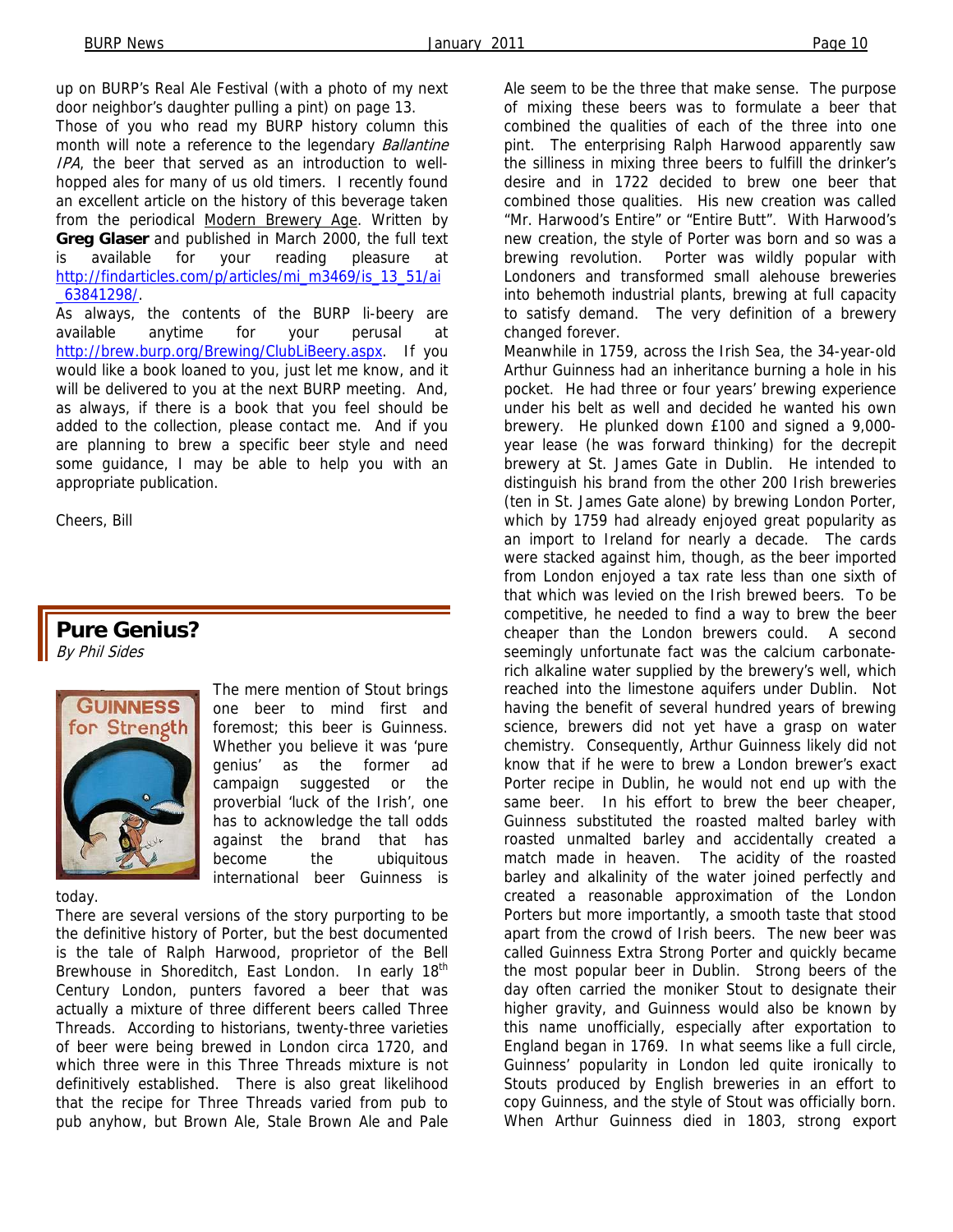up on BURP's Real Ale Festival (with a photo of my next door neighbor's daughter pulling a pint) on page 13.

Those of you who read my BURP history column this month will note a reference to the legendary *Ballantine IPA*, the beer that served as an introduction to well-hopped ales for many of us old timers. I recently found an excellent article on the history of this beverage taken from the periodical Modern Brewery Age. Written by **Greg Glaser** and published in March 2000, the full text is available for your reading pleasure at http://findarticles.com/p/articles/mi_m3469/is_13_51/ai_63841298/.

As always, the contents of the BURP li-beery are available anytime for your perusal at http://brew.burp.org/Brewing/ClubLiBeery.aspx. If you would like a book loaned to you, just let me know, and it will be delivered to you at the next BURP meeting. And, as always, if there is a book that you feel should be added to the collection, please contact me. And if you are planning to brew a specific beer style and need some guidance, I may be able to help you with an appropriate publication.

Cheers, Bill

## Pure Genius?

*By Phil Sides*

The mere mention of Stout brings one beer to mind first and foremost; this beer is Guinness. Whether you believe it was 'pure genius' as the former ad campaign suggested or the proverbial 'luck of the Irish', one has to acknowledge the tall odds against the brand that has become the ubiquitous international beer Guinness is today.

There are several versions of the story purporting to be the definitive history of Porter, but the best documented is the tale of Ralph Harwood, proprietor of the Bell Brewhouse in Shoreditch, East London. In early 18th Century London, punters favored a beer that was actually a mixture of three different beers called Three Threads. According to historians, twenty-three varieties of beer were being brewed in London circa 1720, and which three were in this Three Threads mixture is not definitively established. There is also great likelihood that the recipe for Three Threads varied from pub to pub anyhow, but Brown Ale, Stale Brown Ale and Pale Ale seem to be the three that make sense. The purpose of mixing these beers was to formulate a beer that combined the qualities of each of the three into one pint. The enterprising Ralph Harwood apparently saw the silliness in mixing three beers to fulfill the drinker's desire and in 1722 decided to brew one beer that combined those qualities. His new creation was called "Mr. Harwood's Entire" or "Entire Butt". With Harwood's new creation, the style of Porter was born and so was a brewing revolution. Porter was wildly popular with Londoners and transformed small alehouse breweries into behemoth industrial plants, brewing at full capacity to satisfy demand. The very definition of a brewery changed forever.

Meanwhile in 1759, across the Irish Sea, the 34-year-old Arthur Guinness had an inheritance burning a hole in his pocket. He had three or four years' brewing experience under his belt as well and decided he wanted his own brewery. He plunked down £100 and signed a 9,000-year lease (he was forward thinking) for the decrepit brewery at St. James Gate in Dublin. He intended to distinguish his brand from the other 200 Irish breweries (ten in St. James Gate alone) by brewing London Porter, which by 1759 had already enjoyed great popularity as an import to Ireland for nearly a decade. The cards were stacked against him, though, as the beer imported from London enjoyed a tax rate less than one sixth of that which was levied on the Irish brewed beers. To be competitive, he needed to find a way to brew the beer cheaper than the London brewers could. A second seemingly unfortunate fact was the calcium carbonate-rich alkaline water supplied by the brewery's well, which reached into the limestone aquifers under Dublin. Not having the benefit of several hundred years of brewing science, brewers did not yet have a grasp on water chemistry. Consequently, Arthur Guinness likely did not know that if he were to brew a London brewer's exact Porter recipe in Dublin, he would not end up with the same beer. In his effort to brew the beer cheaper, Guinness substituted the roasted malted barley with roasted unmalted barley and accidentally created a match made in heaven. The acidity of the roasted barley and alkalinity of the water joined perfectly and created a reasonable approximation of the London Porters but more importantly, a smooth taste that stood apart from the crowd of Irish beers. The new beer was called Guinness Extra Strong Porter and quickly became the most popular beer in Dublin. Strong beers of the day often carried the moniker Stout to designate their higher gravity, and Guinness would also be known by this name unofficially, especially after exportation to England began in 1769. In what seems like a full circle, Guinness' popularity in London led quite ironically to Stouts produced by English breweries in an effort to copy Guinness, and the style of Stout was officially born. When Arthur Guinness died in 1803, strong export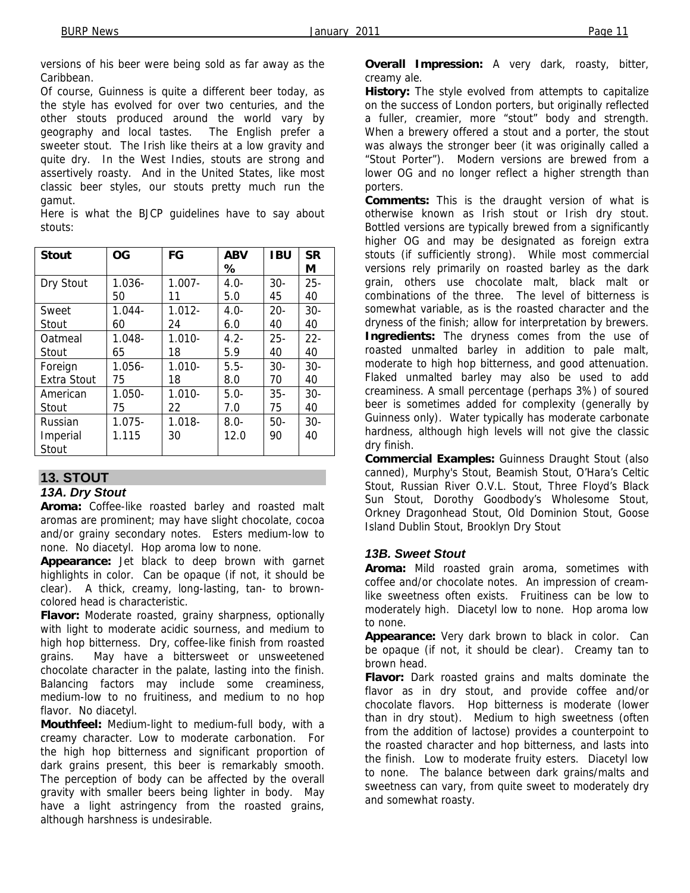versions of his beer were being sold as far away as the Caribbean.

Of course, Guinness is quite a different beer today, as the style has evolved for over two centuries, and the other stouts produced around the world vary by geography and local tastes. The English prefer a sweeter stout. The Irish like theirs at a low gravity and quite dry. In the West Indies, stouts are strong and assertively roasty. And in the United States, like most classic beer styles, our stouts pretty much run the gamut.

Here is what the BJCP guidelines have to say about stouts:

| Stout | OG | FG | ABV % | IBU | SRM |
|---|---|---|---|---|---|
| Dry Stout | 1.036-50 | 1.007-11 | 4.0-5.0 | 30-45 | 25-40 |
| Sweet Stout | 1.044-60 | 1.012-24 | 4.0-6.0 | 20-40 | 30-40 |
| Oatmeal Stout | 1.048-65 | 1.010-18 | 4.2-5.9 | 25-40 | 22-40 |
| Foreign Extra Stout | 1.056-75 | 1.010-18 | 5.5-8.0 | 30-70 | 30-40 |
| American Stout | 1.050-75 | 1.010-22 | 5.0-7.0 | 35-75 | 30-40 |
| Russian Imperial Stout | 1.075-1.115 | 1.018-30 | 8.0-12.0 | 50-90 | 30-40 |

## 13. STOUT

### *13A. Dry Stout*

**Aroma:** Coffee-like roasted barley and roasted malt aromas are prominent; may have slight chocolate, cocoa and/or grainy secondary notes. Esters medium-low to none. No diacetyl. Hop aroma low to none.

**Appearance:** Jet black to deep brown with garnet highlights in color. Can be opaque (if not, it should be clear). A thick, creamy, long-lasting, tan- to brown-colored head is characteristic.

**Flavor:** Moderate roasted, grainy sharpness, optionally with light to moderate acidic sourness, and medium to high hop bitterness. Dry, coffee-like finish from roasted grains. May have a bittersweet or unsweetened chocolate character in the palate, lasting into the finish. Balancing factors may include some creaminess, medium-low to no fruitiness, and medium to no hop flavor. No diacetyl.

**Mouthfeel:** Medium-light to medium-full body, with a creamy character. Low to moderate carbonation. For the high hop bitterness and significant proportion of dark grains present, this beer is remarkably smooth. The perception of body can be affected by the overall gravity with smaller beers being lighter in body. May have a light astringency from the roasted grains, although harshness is undesirable.

**Overall Impression:** A very dark, roasty, bitter, creamy ale.

**History:** The style evolved from attempts to capitalize on the success of London porters, but originally reflected a fuller, creamier, more "stout" body and strength. When a brewery offered a stout and a porter, the stout was always the stronger beer (it was originally called a "Stout Porter"). Modern versions are brewed from a lower OG and no longer reflect a higher strength than porters.

**Comments:** This is the draught version of what is otherwise known as Irish stout or Irish dry stout. Bottled versions are typically brewed from a significantly higher OG and may be designated as foreign extra stouts (if sufficiently strong). While most commercial versions rely primarily on roasted barley as the dark grain, others use chocolate malt, black malt or combinations of the three. The level of bitterness is somewhat variable, as is the roasted character and the dryness of the finish; allow for interpretation by brewers.

**Ingredients:** The dryness comes from the use of roasted unmalted barley in addition to pale malt, moderate to high hop bitterness, and good attenuation. Flaked unmalted barley may also be used to add creaminess. A small percentage (perhaps 3%) of soured beer is sometimes added for complexity (generally by Guinness only). Water typically has moderate carbonate hardness, although high levels will not give the classic dry finish.

**Commercial Examples:** Guinness Draught Stout (also canned), Murphy's Stout, Beamish Stout, O'Hara's Celtic Stout, Russian River O.V.L. Stout, Three Floyd's Black Sun Stout, Dorothy Goodbody's Wholesome Stout, Orkney Dragonhead Stout, Old Dominion Stout, Goose Island Dublin Stout, Brooklyn Dry Stout

### *13B. Sweet Stout*

**Aroma:** Mild roasted grain aroma, sometimes with coffee and/or chocolate notes. An impression of cream-like sweetness often exists. Fruitiness can be low to moderately high. Diacetyl low to none. Hop aroma low to none.

**Appearance:** Very dark brown to black in color. Can be opaque (if not, it should be clear). Creamy tan to brown head.

**Flavor:** Dark roasted grains and malts dominate the flavor as in dry stout, and provide coffee and/or chocolate flavors. Hop bitterness is moderate (lower than in dry stout). Medium to high sweetness (often from the addition of lactose) provides a counterpoint to the roasted character and hop bitterness, and lasts into the finish. Low to moderate fruity esters. Diacetyl low to none. The balance between dark grains/malts and sweetness can vary, from quite sweet to moderately dry and somewhat roasty.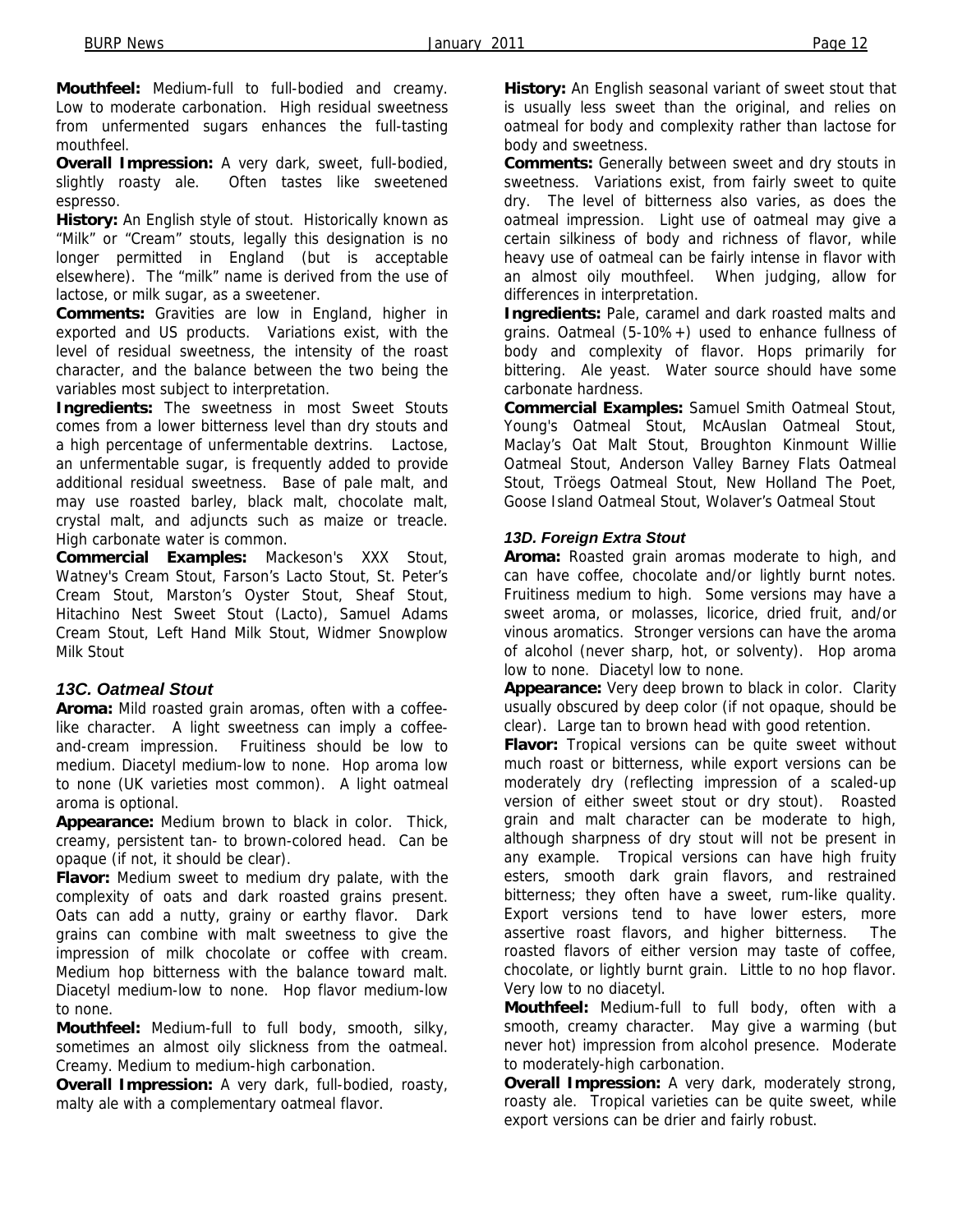**Mouthfeel:** Medium-full to full-bodied and creamy. Low to moderate carbonation. High residual sweetness from unfermented sugars enhances the full-tasting mouthfeel.

**Overall Impression:** A very dark, sweet, full-bodied, slightly roasty ale. Often tastes like sweetened espresso.

**History:** An English style of stout. Historically known as "Milk" or "Cream" stouts, legally this designation is no longer permitted in England (but is acceptable elsewhere). The "milk" name is derived from the use of lactose, or milk sugar, as a sweetener.

**Comments:** Gravities are low in England, higher in exported and US products. Variations exist, with the level of residual sweetness, the intensity of the roast character, and the balance between the two being the variables most subject to interpretation.

**Ingredients:** The sweetness in most Sweet Stouts comes from a lower bitterness level than dry stouts and a high percentage of unfermentable dextrins. Lactose, an unfermentable sugar, is frequently added to provide additional residual sweetness. Base of pale malt, and may use roasted barley, black malt, chocolate malt, crystal malt, and adjuncts such as maize or treacle. High carbonate water is common.

**Commercial Examples:** Mackeson's XXX Stout, Watney's Cream Stout, Farson's Lacto Stout, St. Peter's Cream Stout, Marston's Oyster Stout, Sheaf Stout, Hitachino Nest Sweet Stout (Lacto), Samuel Adams Cream Stout, Left Hand Milk Stout, Widmer Snowplow Milk Stout

### *13C. Oatmeal Stout*

**Aroma:** Mild roasted grain aromas, often with a coffee-like character. A light sweetness can imply a coffee-and-cream impression. Fruitiness should be low to medium. Diacetyl medium-low to none. Hop aroma low to none (UK varieties most common). A light oatmeal aroma is optional.

**Appearance:** Medium brown to black in color. Thick, creamy, persistent tan- to brown-colored head. Can be opaque (if not, it should be clear).

**Flavor:** Medium sweet to medium dry palate, with the complexity of oats and dark roasted grains present. Oats can add a nutty, grainy or earthy flavor. Dark grains can combine with malt sweetness to give the impression of milk chocolate or coffee with cream. Medium hop bitterness with the balance toward malt. Diacetyl medium-low to none. Hop flavor medium-low to none.

**Mouthfeel:** Medium-full to full body, smooth, silky, sometimes an almost oily slickness from the oatmeal. Creamy. Medium to medium-high carbonation.

**Overall Impression:** A very dark, full-bodied, roasty, malty ale with a complementary oatmeal flavor.

**History:** An English seasonal variant of sweet stout that is usually less sweet than the original, and relies on oatmeal for body and complexity rather than lactose for body and sweetness.

**Comments:** Generally between sweet and dry stouts in sweetness. Variations exist, from fairly sweet to quite dry. The level of bitterness also varies, as does the oatmeal impression. Light use of oatmeal may give a certain silkiness of body and richness of flavor, while heavy use of oatmeal can be fairly intense in flavor with an almost oily mouthfeel. When judging, allow for differences in interpretation.

**Ingredients:** Pale, caramel and dark roasted malts and grains. Oatmeal (5-10%+) used to enhance fullness of body and complexity of flavor. Hops primarily for bittering. Ale yeast. Water source should have some carbonate hardness.

**Commercial Examples:** Samuel Smith Oatmeal Stout, Young's Oatmeal Stout, McAuslan Oatmeal Stout, Maclay's Oat Malt Stout, Broughton Kinmount Willie Oatmeal Stout, Anderson Valley Barney Flats Oatmeal Stout, Tröegs Oatmeal Stout, New Holland The Poet, Goose Island Oatmeal Stout, Wolaver's Oatmeal Stout

### *13D. Foreign Extra Stout*

**Aroma:** Roasted grain aromas moderate to high, and can have coffee, chocolate and/or lightly burnt notes. Fruitiness medium to high. Some versions may have a sweet aroma, or molasses, licorice, dried fruit, and/or vinous aromatics. Stronger versions can have the aroma of alcohol (never sharp, hot, or solventy). Hop aroma low to none. Diacetyl low to none.

**Appearance:** Very deep brown to black in color. Clarity usually obscured by deep color (if not opaque, should be clear). Large tan to brown head with good retention.

**Flavor:** Tropical versions can be quite sweet without much roast or bitterness, while export versions can be moderately dry (reflecting impression of a scaled-up version of either sweet stout or dry stout). Roasted grain and malt character can be moderate to high, although sharpness of dry stout will not be present in any example. Tropical versions can have high fruity esters, smooth dark grain flavors, and restrained bitterness; they often have a sweet, rum-like quality. Export versions tend to have lower esters, more assertive roast flavors, and higher bitterness. The roasted flavors of either version may taste of coffee, chocolate, or lightly burnt grain. Little to no hop flavor. Very low to no diacetyl.

**Mouthfeel:** Medium-full to full body, often with a smooth, creamy character. May give a warming (but never hot) impression from alcohol presence. Moderate to moderately-high carbonation.

**Overall Impression:** A very dark, moderately strong, roasty ale. Tropical varieties can be quite sweet, while export versions can be drier and fairly robust.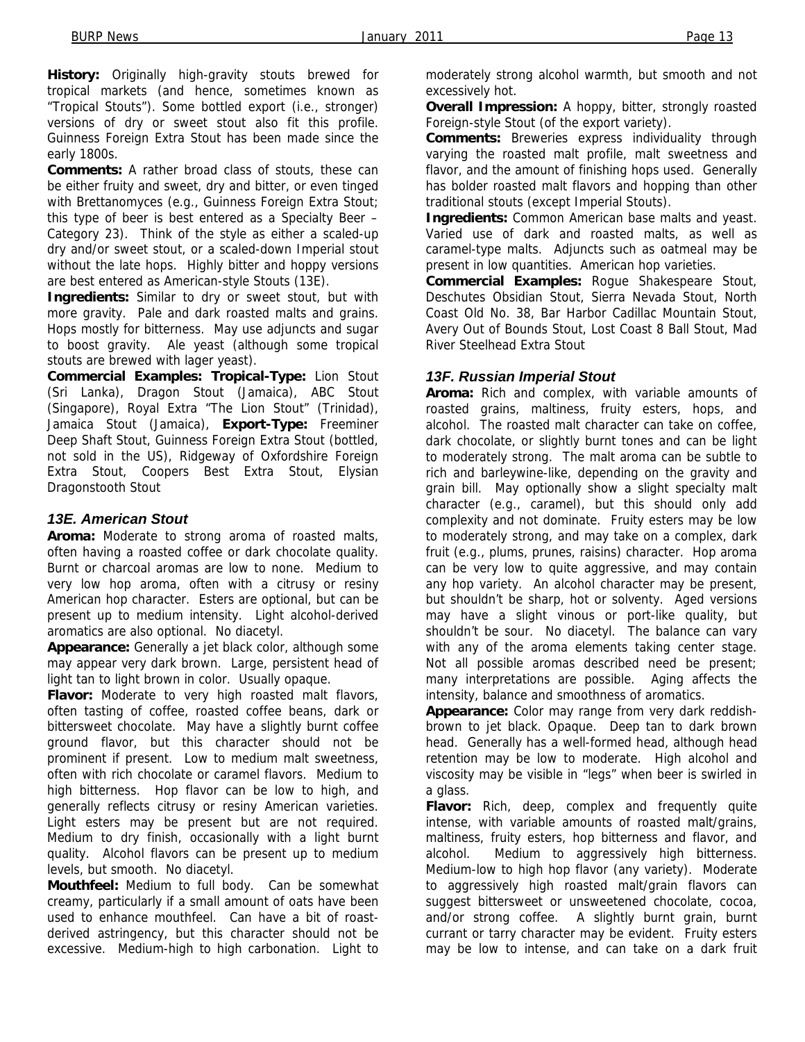**History:** Originally high-gravity stouts brewed for tropical markets (and hence, sometimes known as "Tropical Stouts"). Some bottled export (i.e., stronger) versions of dry or sweet stout also fit this profile. Guinness Foreign Extra Stout has been made since the early 1800s.

**Comments:** A rather broad class of stouts, these can be either fruity and sweet, dry and bitter, or even tinged with Brettanomyces (e.g., Guinness Foreign Extra Stout; this type of beer is best entered as a Specialty Beer – Category 23). Think of the style as either a scaled-up dry and/or sweet stout, or a scaled-down Imperial stout without the late hops. Highly bitter and hoppy versions are best entered as American-style Stouts (13E).

**Ingredients:** Similar to dry or sweet stout, but with more gravity. Pale and dark roasted malts and grains. Hops mostly for bitterness. May use adjuncts and sugar to boost gravity. Ale yeast (although some tropical stouts are brewed with lager yeast).

**Commercial Examples: Tropical-Type:** Lion Stout (Sri Lanka), Dragon Stout (Jamaica), ABC Stout (Singapore), Royal Extra "The Lion Stout" (Trinidad), Jamaica Stout (Jamaica), **Export-Type:** Freeminer Deep Shaft Stout, Guinness Foreign Extra Stout (bottled, not sold in the US), Ridgeway of Oxfordshire Foreign Extra Stout, Coopers Best Extra Stout, Elysian Dragonstooth Stout

### *13E. American Stout*

**Aroma:** Moderate to strong aroma of roasted malts, often having a roasted coffee or dark chocolate quality. Burnt or charcoal aromas are low to none. Medium to very low hop aroma, often with a citrusy or resiny American hop character. Esters are optional, but can be present up to medium intensity. Light alcohol-derived aromatics are also optional. No diacetyl.

**Appearance:** Generally a jet black color, although some may appear very dark brown. Large, persistent head of light tan to light brown in color. Usually opaque.

**Flavor:** Moderate to very high roasted malt flavors, often tasting of coffee, roasted coffee beans, dark or bittersweet chocolate. May have a slightly burnt coffee ground flavor, but this character should not be prominent if present. Low to medium malt sweetness, often with rich chocolate or caramel flavors. Medium to high bitterness. Hop flavor can be low to high, and generally reflects citrusy or resiny American varieties. Light esters may be present but are not required. Medium to dry finish, occasionally with a light burnt quality. Alcohol flavors can be present up to medium levels, but smooth. No diacetyl.

**Mouthfeel:** Medium to full body. Can be somewhat creamy, particularly if a small amount of oats have been used to enhance mouthfeel. Can have a bit of roast-derived astringency, but this character should not be excessive. Medium-high to high carbonation. Light to moderately strong alcohol warmth, but smooth and not excessively hot.

**Overall Impression:** A hoppy, bitter, strongly roasted Foreign-style Stout (of the export variety).

**Comments:** Breweries express individuality through varying the roasted malt profile, malt sweetness and flavor, and the amount of finishing hops used. Generally has bolder roasted malt flavors and hopping than other traditional stouts (except Imperial Stouts).

**Ingredients:** Common American base malts and yeast. Varied use of dark and roasted malts, as well as caramel-type malts. Adjuncts such as oatmeal may be present in low quantities. American hop varieties.

**Commercial Examples:** Rogue Shakespeare Stout, Deschutes Obsidian Stout, Sierra Nevada Stout, North Coast Old No. 38, Bar Harbor Cadillac Mountain Stout, Avery Out of Bounds Stout, Lost Coast 8 Ball Stout, Mad River Steelhead Extra Stout

### *13F. Russian Imperial Stout*

**Aroma:** Rich and complex, with variable amounts of roasted grains, maltiness, fruity esters, hops, and alcohol. The roasted malt character can take on coffee, dark chocolate, or slightly burnt tones and can be light to moderately strong. The malt aroma can be subtle to rich and barleywine-like, depending on the gravity and grain bill. May optionally show a slight specialty malt character (e.g., caramel), but this should only add complexity and not dominate. Fruity esters may be low to moderately strong, and may take on a complex, dark fruit (e.g., plums, prunes, raisins) character. Hop aroma can be very low to quite aggressive, and may contain any hop variety. An alcohol character may be present, but shouldn't be sharp, hot or solventy. Aged versions may have a slight vinous or port-like quality, but shouldn't be sour. No diacetyl. The balance can vary with any of the aroma elements taking center stage. Not all possible aromas described need be present; many interpretations are possible. Aging affects the intensity, balance and smoothness of aromatics.

**Appearance:** Color may range from very dark reddish-brown to jet black. Opaque. Deep tan to dark brown head. Generally has a well-formed head, although head retention may be low to moderate. High alcohol and viscosity may be visible in "legs" when beer is swirled in a glass.

**Flavor:** Rich, deep, complex and frequently quite intense, with variable amounts of roasted malt/grains, maltiness, fruity esters, hop bitterness and flavor, and alcohol. Medium to aggressively high bitterness. Medium-low to high hop flavor (any variety). Moderate to aggressively high roasted malt/grain flavors can suggest bittersweet or unsweetened chocolate, cocoa, and/or strong coffee. A slightly burnt grain, burnt currant or tarry character may be evident. Fruity esters may be low to intense, and can take on a dark fruit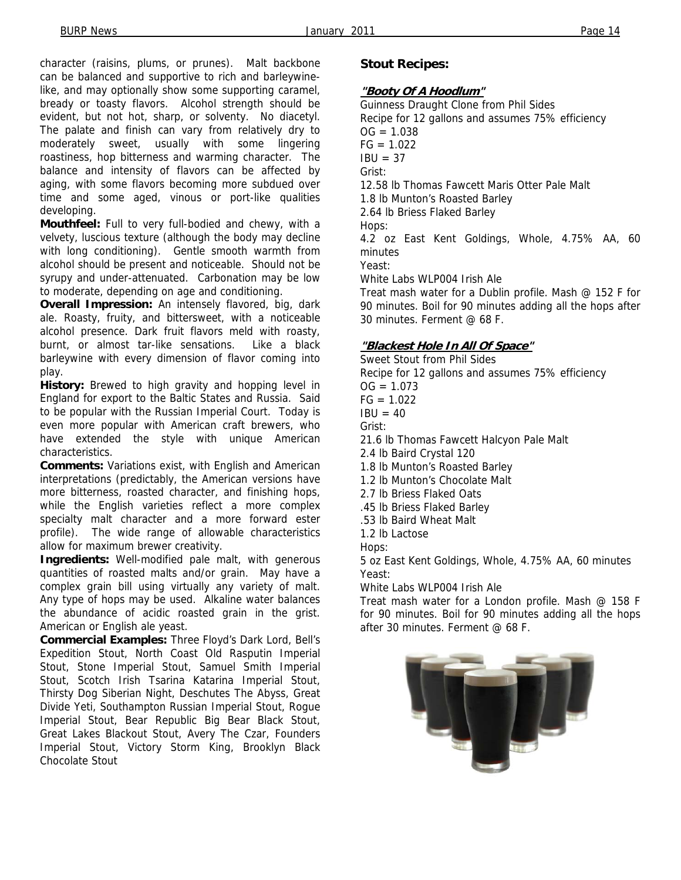character (raisins, plums, or prunes). Malt backbone can be balanced and supportive to rich and barleywine-like, and may optionally show some supporting caramel, bready or toasty flavors. Alcohol strength should be evident, but not hot, sharp, or solventy. No diacetyl. The palate and finish can vary from relatively dry to moderately sweet, usually with some lingering roastiness, hop bitterness and warming character. The balance and intensity of flavors can be affected by aging, with some flavors becoming more subdued over time and some aged, vinous or port-like qualities developing.

**Mouthfeel:** Full to very full-bodied and chewy, with a velvety, luscious texture (although the body may decline with long conditioning). Gentle smooth warmth from alcohol should be present and noticeable. Should not be syrupy and under-attenuated. Carbonation may be low to moderate, depending on age and conditioning.

**Overall Impression:** An intensely flavored, big, dark ale. Roasty, fruity, and bittersweet, with a noticeable alcohol presence. Dark fruit flavors meld with roasty, burnt, or almost tar-like sensations. Like a black barleywine with every dimension of flavor coming into play.

**History:** Brewed to high gravity and hopping level in England for export to the Baltic States and Russia. Said to be popular with the Russian Imperial Court. Today is even more popular with American craft brewers, who have extended the style with unique American characteristics.

**Comments:** Variations exist, with English and American interpretations (predictably, the American versions have more bitterness, roasted character, and finishing hops, while the English varieties reflect a more complex specialty malt character and a more forward ester profile). The wide range of allowable characteristics allow for maximum brewer creativity.

**Ingredients:** Well-modified pale malt, with generous quantities of roasted malts and/or grain. May have a complex grain bill using virtually any variety of malt. Any type of hops may be used. Alkaline water balances the abundance of acidic roasted grain in the grist. American or English ale yeast.

**Commercial Examples:** Three Floyd's Dark Lord, Bell's Expedition Stout, North Coast Old Rasputin Imperial Stout, Stone Imperial Stout, Samuel Smith Imperial Stout, Scotch Irish Tsarina Katarina Imperial Stout, Thirsty Dog Siberian Night, Deschutes The Abyss, Great Divide Yeti, Southampton Russian Imperial Stout, Rogue Imperial Stout, Bear Republic Big Bear Black Stout, Great Lakes Blackout Stout, Avery The Czar, Founders Imperial Stout, Victory Storm King, Brooklyn Black Chocolate Stout

## Stout Recipes:

### *"Booty Of A Hoodlum"*

Guinness Draught Clone from Phil Sides
Recipe for 12 gallons and assumes 75% efficiency
OG = 1.038
FG = 1.022
IBU = 37
Grist:
12.58 lb Thomas Fawcett Maris Otter Pale Malt
1.8 lb Munton's Roasted Barley
2.64 lb Briess Flaked Barley
Hops:
4.2 oz East Kent Goldings, Whole, 4.75% AA, 60 minutes
Yeast:
White Labs WLP004 Irish Ale
Treat mash water for a Dublin profile. Mash @ 152 F for 90 minutes. Boil for 90 minutes adding all the hops after 30 minutes. Ferment @ 68 F.

### *"Blackest Hole In All Of Space"*

Sweet Stout from Phil Sides
Recipe for 12 gallons and assumes 75% efficiency
OG = 1.073
FG = 1.022
IBU = 40
Grist:
21.6 lb Thomas Fawcett Halcyon Pale Malt
2.4 lb Baird Crystal 120
1.8 lb Munton's Roasted Barley
1.2 lb Munton's Chocolate Malt
2.7 lb Briess Flaked Oats
.45 lb Briess Flaked Barley
.53 lb Baird Wheat Malt
1.2 lb Lactose
Hops:
5 oz East Kent Goldings, Whole, 4.75% AA, 60 minutes
Yeast:
White Labs WLP004 Irish Ale
Treat mash water for a London profile. Mash @ 158 F for 90 minutes. Boil for 90 minutes adding all the hops after 30 minutes. Ferment @ 68 F.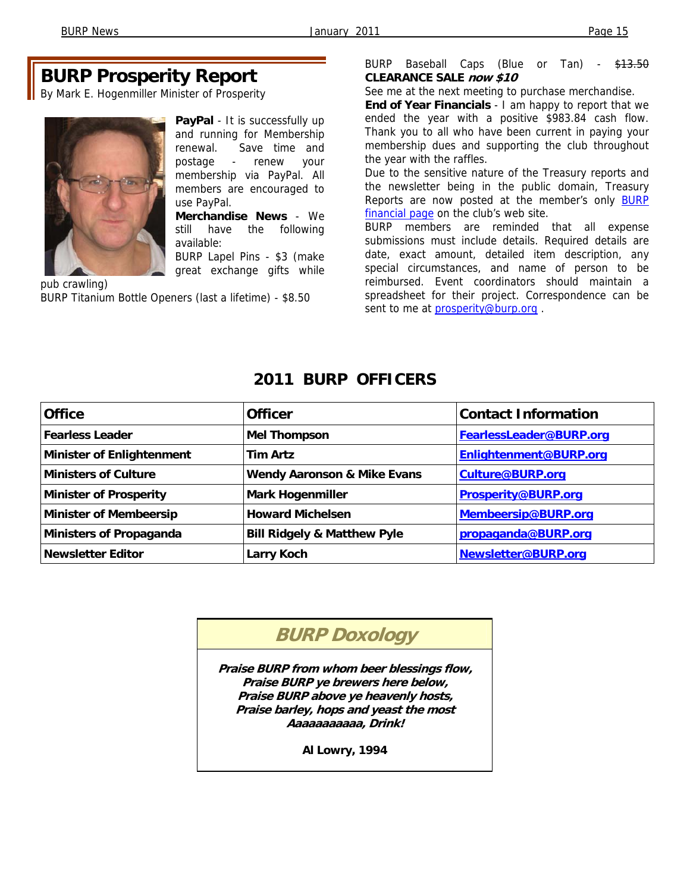## BURP Prosperity Report

By Mark E. Hogenmiller Minister of Prosperity

**PayPal** - It is successfully up and running for Membership renewal. Save time and postage - renew your membership via PayPal. All members are encouraged to use PayPal.

**Merchandise News** - We still have the following available:

BURP Lapel Pins - $3 (make great exchange gifts while pub crawling)

BURP Titanium Bottle Openers (last a lifetime) - $8.50

BURP Baseball Caps (Blue or Tan) - ~~$13.50~~ **CLEARANCE SALE *now $10***

See me at the next meeting to purchase merchandise.

**End of Year Financials** - I am happy to report that we ended the year with a positive $983.84 cash flow. Thank you to all who have been current in paying your membership dues and supporting the club throughout the year with the raffles.

Due to the sensitive nature of the Treasury reports and the newsletter being in the public domain, Treasury Reports are now posted at the member's only BURP financial page on the club's web site.

BURP members are reminded that all expense submissions must include details. Required details are date, exact amount, detailed item description, any special circumstances, and name of person to be reimbursed. Event coordinators should maintain a spreadsheet for their project. Correspondence can be sent to me at prosperity@burp.org .

## 2011 BURP OFFICERS

| Office | Officer | Contact Information |
|---|---|---|
| **Fearless Leader** | **Mel Thompson** | **FearlessLeader@BURP.org** |
| **Minister of Enlightenment** | **Tim Artz** | **Enlightenment@BURP.org** |
| **Ministers of Culture** | **Wendy Aaronson & Mike Evans** | **Culture@BURP.org** |
| **Minister of Prosperity** | **Mark Hogenmiller** | **Prosperity@BURP.org** |
| **Minister of Membeership** | **Howard Michelsen** | **Membeersip@BURP.org** |
| **Ministers of Propaganda** | **Bill Ridgely & Matthew Pyle** | **propaganda@BURP.org** |
| **Newsletter Editor** | **Larry Koch** | **Newsletter@BURP.org** |

### *BURP Doxology*

***Praise BURP from whom beer blessings flow,***
***Praise BURP ye brewers here below,***
***Praise BURP above ye heavenly hosts,***
***Praise barley, hops and yeast the most***
***Aaaaaaaaaaa, Drink!***

**Al Lowry, 1994**